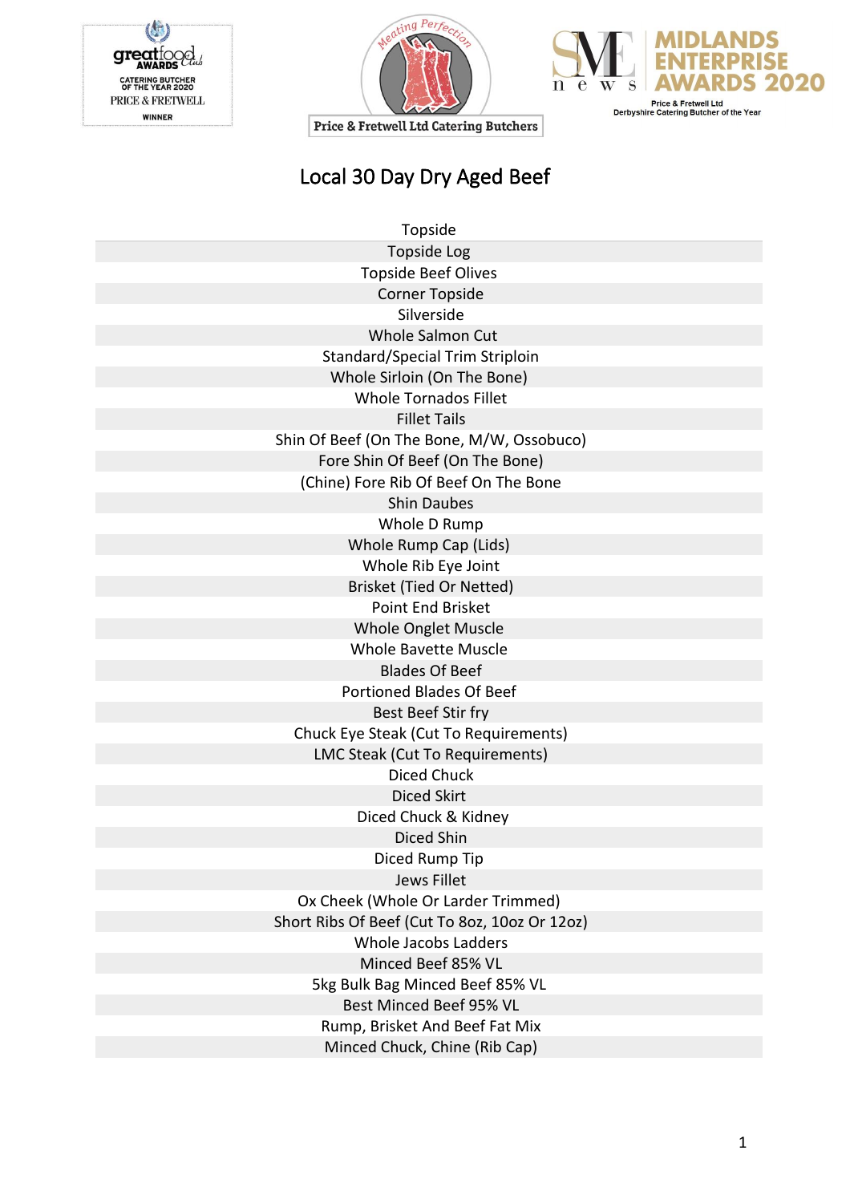great food AWARDS Club
CATERING BUTCHER OF THE YEAR 2020
PRICE & FRETWELL
WINNER

Meating Perfection
Price & Fretwell Ltd Catering Butchers

SME news
MIDLANDS ENTERPRISE AWARDS 2020
Price & Fretwell Ltd
Derbyshire Catering Butcher of the Year

# Local 30 Day Dry Aged Beef

Topside
Topside Log
Topside Beef Olives
Corner Topside
Silverside
Whole Salmon Cut
Standard/Special Trim Striploin
Whole Sirloin (On The Bone)
Whole Tornados Fillet
Fillet Tails
Shin Of Beef (On The Bone, M/W, Ossobuco)
Fore Shin Of Beef (On The Bone)
(Chine) Fore Rib Of Beef On The Bone
Shin Daubes
Whole D Rump
Whole Rump Cap (Lids)
Whole Rib Eye Joint
Brisket (Tied Or Netted)
Point End Brisket
Whole Onglet Muscle
Whole Bavette Muscle
Blades Of Beef
Portioned Blades Of Beef
Best Beef Stir fry
Chuck Eye Steak (Cut To Requirements)
LMC Steak (Cut To Requirements)
Diced Chuck
Diced Skirt
Diced Chuck & Kidney
Diced Shin
Diced Rump Tip
Jews Fillet
Ox Cheek (Whole Or Larder Trimmed)
Short Ribs Of Beef (Cut To 8oz, 10oz Or 12oz)
Whole Jacobs Ladders
Minced Beef 85% VL
5kg Bulk Bag Minced Beef 85% VL
Best Minced Beef 95% VL
Rump, Brisket And Beef Fat Mix
Minced Chuck, Chine (Rib Cap)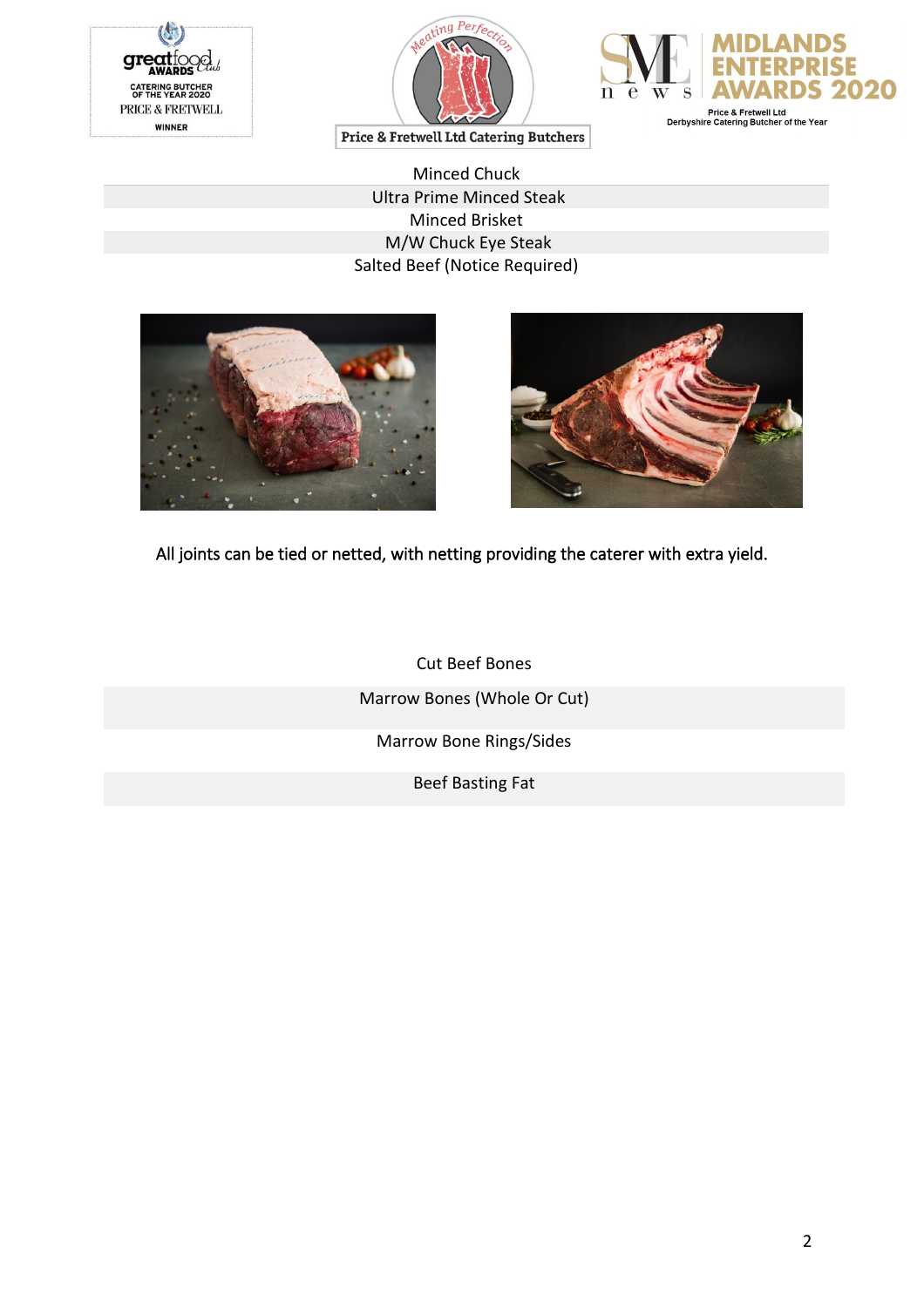Minced Chuck

Ultra Prime Minced Steak

Minced Brisket

M/W Chuck Eye Steak

Salted Beef (Notice Required)

All joints can be tied or netted, with netting providing the caterer with extra yield.

Cut Beef Bones

Marrow Bones (Whole Or Cut)

Marrow Bone Rings/Sides

Beef Basting Fat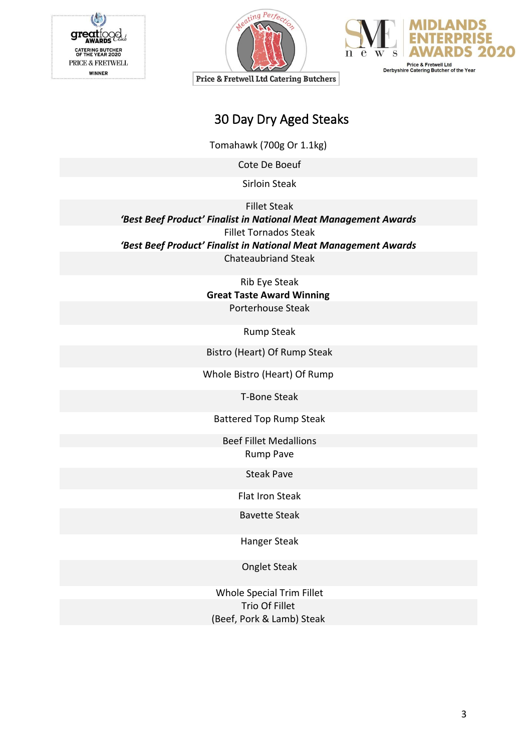Price & Fretwell Ltd Catering Butchers

great food AWARDS — CATERING BUTCHER OF THE YEAR 2020 — PRICE & FRETWELL — WINNER

MIDLANDS ENTERPRISE AWARDS 2020 — Price & Fretwell Ltd — Derbyshire Catering Butcher of the Year

# 30 Day Dry Aged Steaks

Tomahawk (700g Or 1.1kg)

Cote De Boeuf

Sirloin Steak

Fillet Steak
***'Best Beef Product' Finalist in National Meat Management Awards***

Fillet Tornados Steak
***'Best Beef Product' Finalist in National Meat Management Awards***

Chateaubriand Steak

Rib Eye Steak
**Great Taste Award Winning**

Porterhouse Steak

Rump Steak

Bistro (Heart) Of Rump Steak

Whole Bistro (Heart) Of Rump

T-Bone Steak

Battered Top Rump Steak

Beef Fillet Medallions

Rump Pave

Steak Pave

Flat Iron Steak

Bavette Steak

Hanger Steak

Onglet Steak

Whole Special Trim Fillet

Trio Of Fillet
(Beef, Pork & Lamb) Steak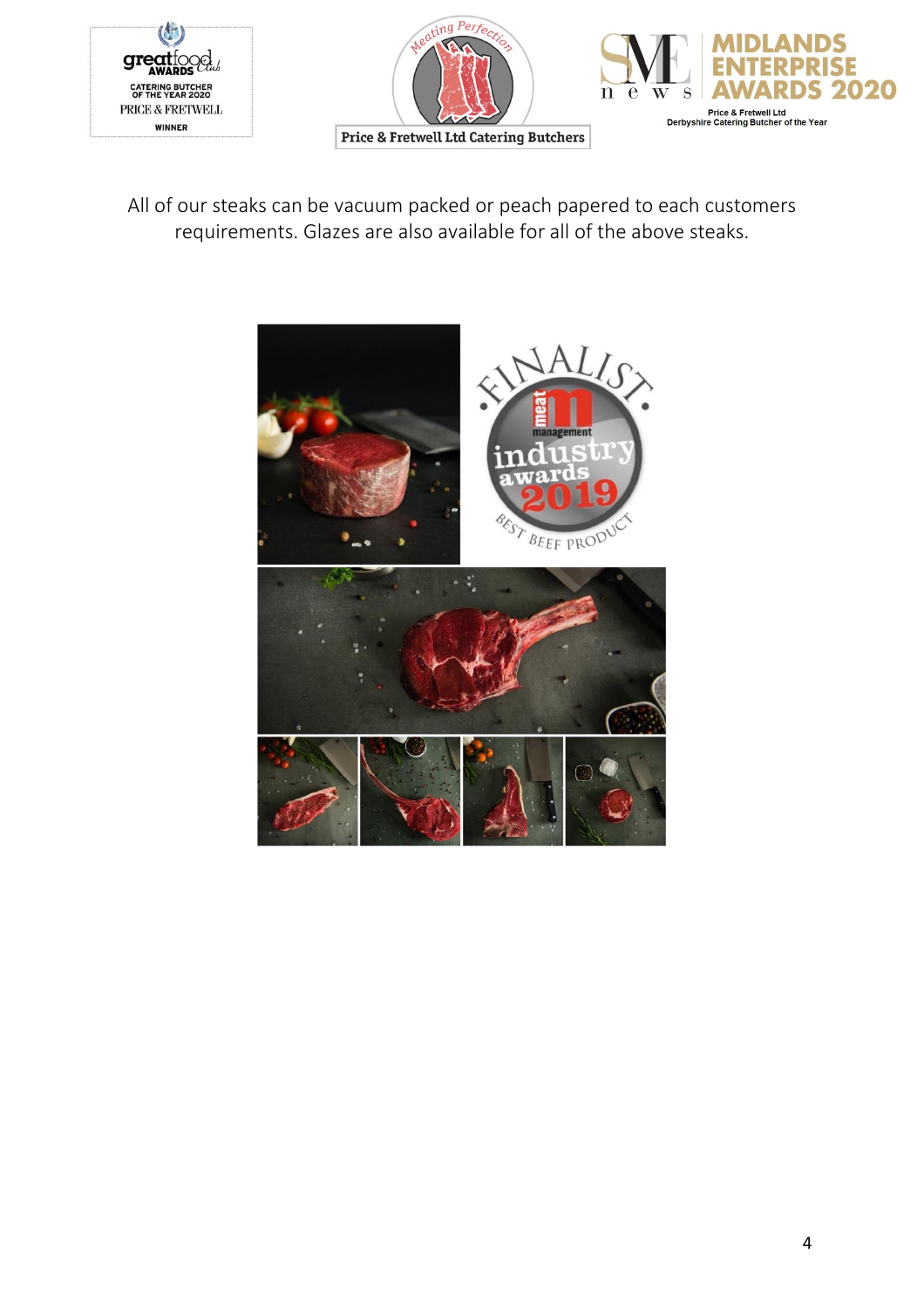All of our steaks can be vacuum packed or peach papered to each customers requirements. Glazes are also available for all of the above steaks.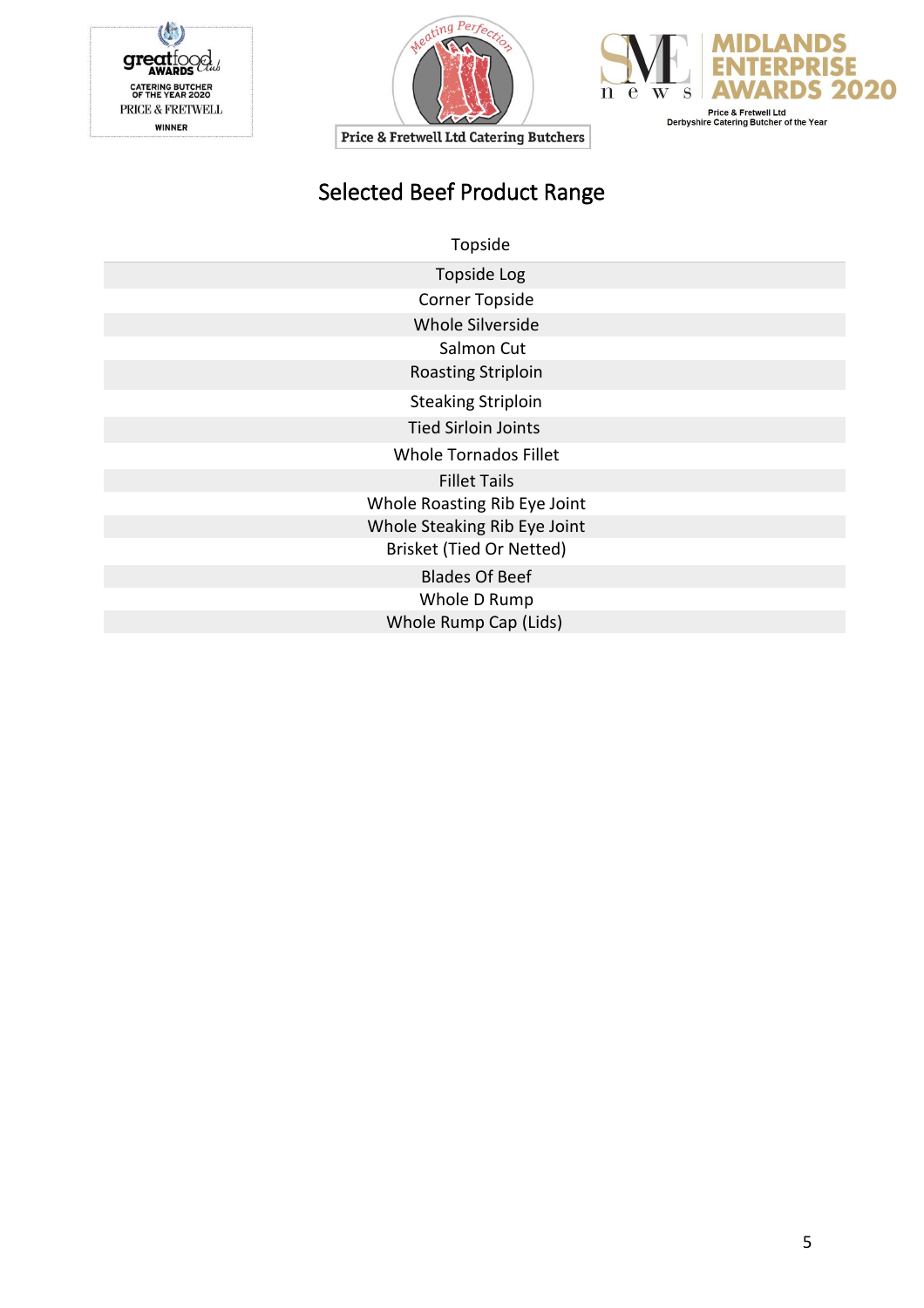Great Food Club Awards — Catering Butcher of the Year 2020 — PRICE & FRETWELL — WINNER

Meating Perfection — Price & Fretwell Ltd Catering Butchers

SME News — Midlands Enterprise Awards 2020 — Price & Fretwell Ltd — Derbyshire Catering Butcher of the Year

# Selected Beef Product Range

| Topside |
|---|
| Topside Log |
| Corner Topside |
| Whole Silverside |
| Salmon Cut |
| Roasting Striploin |
| Steaking Striploin |
| Tied Sirloin Joints |
| Whole Tornados Fillet |
| Fillet Tails |
| Whole Roasting Rib Eye Joint |
| Whole Steaking Rib Eye Joint |
| Brisket (Tied Or Netted) |
| Blades Of Beef |
| Whole D Rump |
| Whole Rump Cap (Lids) |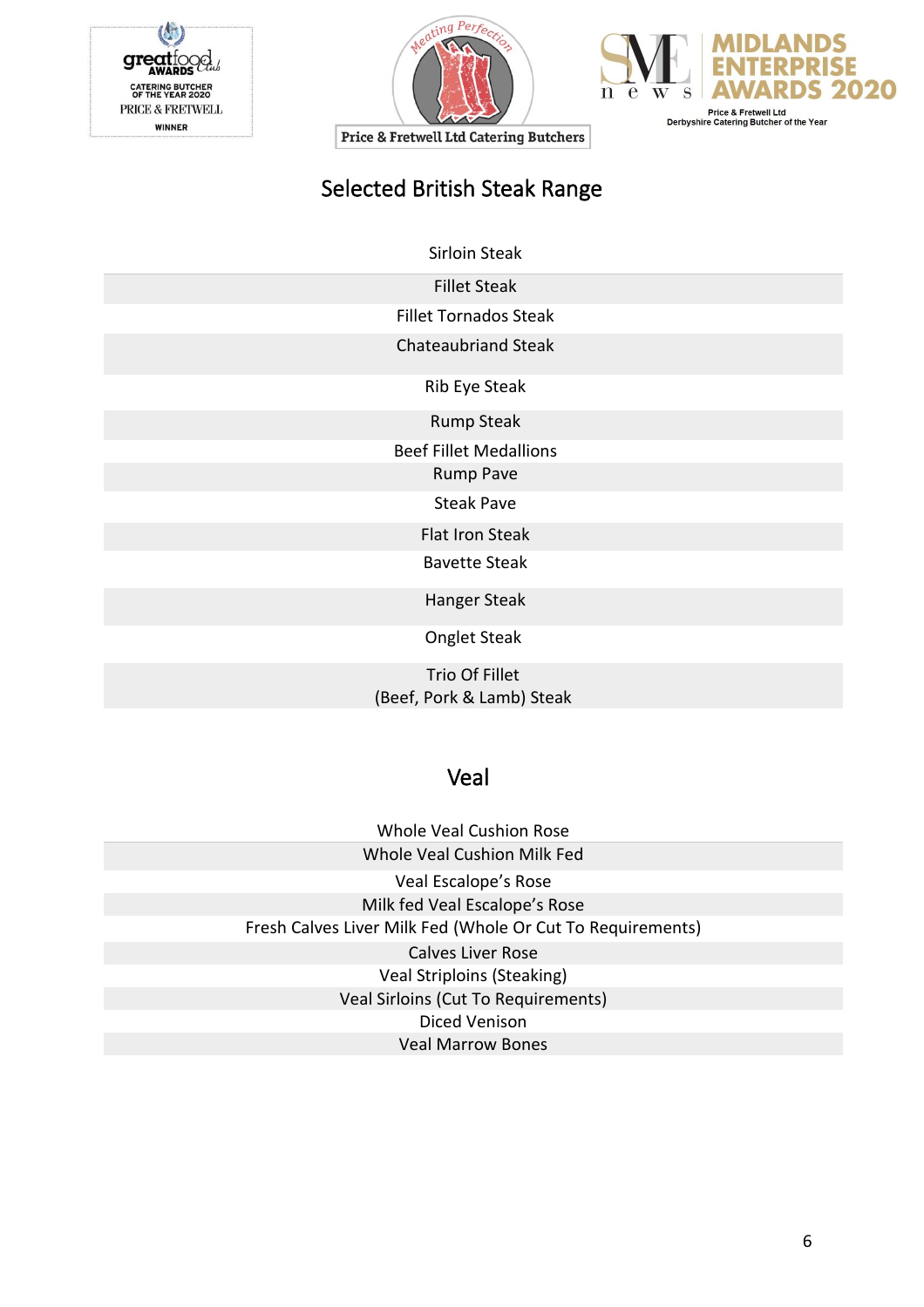# Selected British Steak Range

| Sirloin Steak |
| --- |
| Fillet Steak |
| Fillet Tornados Steak |
| Chateaubriand Steak |
| Rib Eye Steak |
| Rump Steak |
| Beef Fillet Medallions |
| Rump Pave |
| Steak Pave |
| Flat Iron Steak |
| Bavette Steak |
| Hanger Steak |
| Onglet Steak |
| Trio Of Fillet (Beef, Pork & Lamb) Steak |

# Veal

| Whole Veal Cushion Rose |
| --- |
| Whole Veal Cushion Milk Fed |
| Veal Escalope's Rose |
| Milk fed Veal Escalope's Rose |
| Fresh Calves Liver Milk Fed (Whole Or Cut To Requirements) |
| Calves Liver Rose |
| Veal Striploins (Steaking) |
| Veal Sirloins (Cut To Requirements) |
| Diced Venison |
| Veal Marrow Bones |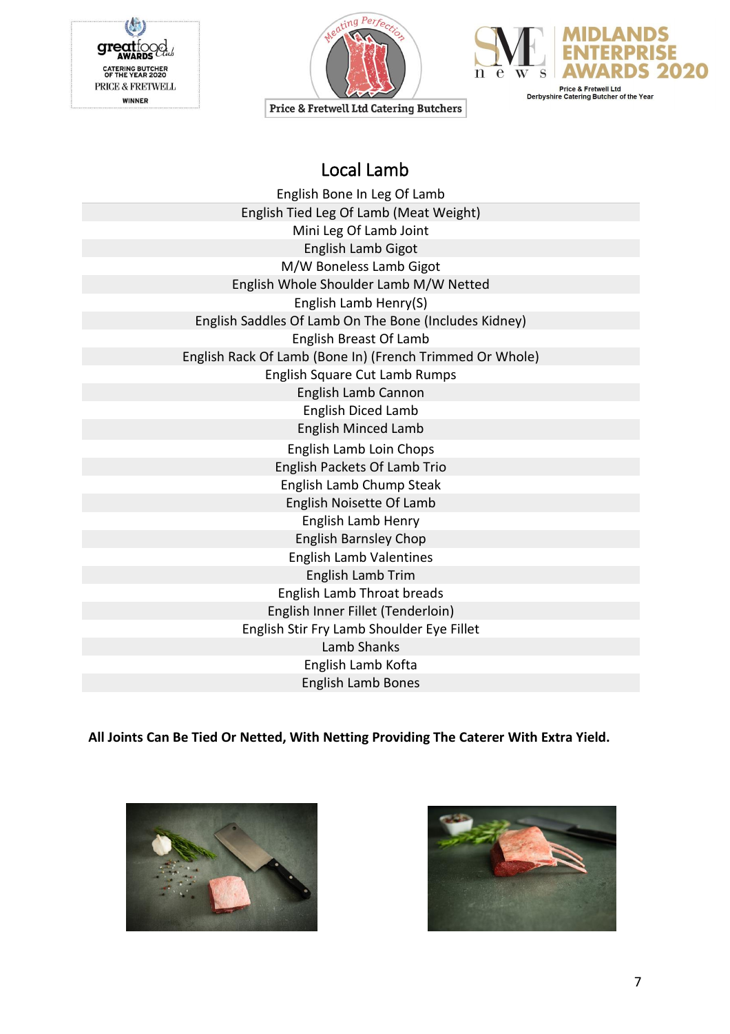## Local Lamb

| English Bone In Leg Of Lamb |
|---|
| English Tied Leg Of Lamb (Meat Weight) |
| Mini Leg Of Lamb Joint |
| English Lamb Gigot |
| M/W Boneless Lamb Gigot |
| English Whole Shoulder Lamb M/W Netted |
| English Lamb Henry(S) |
| English Saddles Of Lamb On The Bone (Includes Kidney) |
| English Breast Of Lamb |
| English Rack Of Lamb (Bone In) (French Trimmed Or Whole) |
| English Square Cut Lamb Rumps |
| English Lamb Cannon |
| English Diced Lamb |
| English Minced Lamb |
| English Lamb Loin Chops |
| English Packets Of Lamb Trio |
| English Lamb Chump Steak |
| English Noisette Of Lamb |
| English Lamb Henry |
| English Barnsley Chop |
| English Lamb Valentines |
| English Lamb Trim |
| English Lamb Throat breads |
| English Inner Fillet (Tenderloin) |
| English Stir Fry Lamb Shoulder Eye Fillet |
| Lamb Shanks |
| English Lamb Kofta |
| English Lamb Bones |

**All Joints Can Be Tied Or Netted, With Netting Providing The Caterer With Extra Yield.**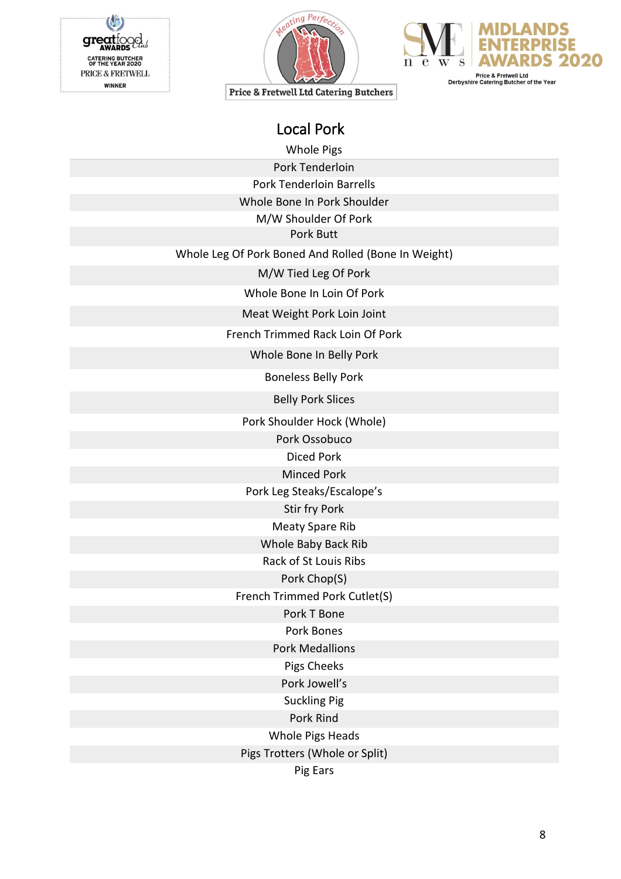# Local Pork

Whole Pigs

Pork Tenderloin

Pork Tenderloin Barrells

Whole Bone In Pork Shoulder

M/W Shoulder Of Pork

Pork Butt

Whole Leg Of Pork Boned And Rolled (Bone In Weight)

M/W Tied Leg Of Pork

Whole Bone In Loin Of Pork

Meat Weight Pork Loin Joint

French Trimmed Rack Loin Of Pork

Whole Bone In Belly Pork

Boneless Belly Pork

Belly Pork Slices

Pork Shoulder Hock (Whole)

Pork Ossobuco

Diced Pork

Minced Pork

Pork Leg Steaks/Escalope's

Stir fry Pork

Meaty Spare Rib

Whole Baby Back Rib

Rack of St Louis Ribs

Pork Chop(S)

French Trimmed Pork Cutlet(S)

Pork T Bone

Pork Bones

Pork Medallions

Pigs Cheeks

Pork Jowell's

Suckling Pig

Pork Rind

Whole Pigs Heads

Pigs Trotters (Whole or Split)

Pig Ears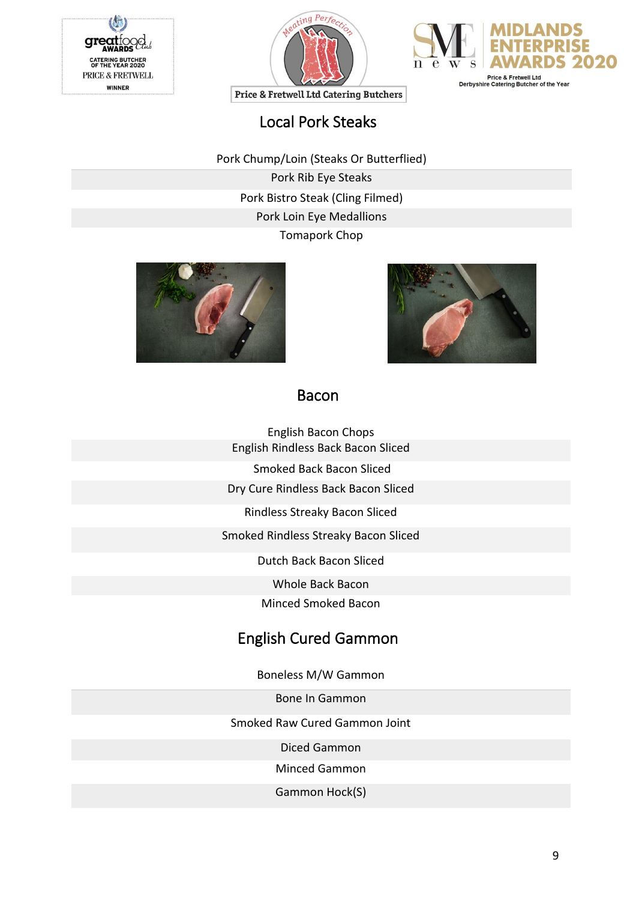## Local Pork Steaks

Pork Chump/Loin (Steaks Or Butterflied)
Pork Rib Eye Steaks
Pork Bistro Steak (Cling Filmed)
Pork Loin Eye Medallions
Tomapork Chop

## Bacon

English Bacon Chops
English Rindless Back Bacon Sliced
Smoked Back Bacon Sliced
Dry Cure Rindless Back Bacon Sliced
Rindless Streaky Bacon Sliced
Smoked Rindless Streaky Bacon Sliced
Dutch Back Bacon Sliced
Whole Back Bacon
Minced Smoked Bacon

## English Cured Gammon

Boneless M/W Gammon
Bone In Gammon
Smoked Raw Cured Gammon Joint
Diced Gammon
Minced Gammon
Gammon Hock(S)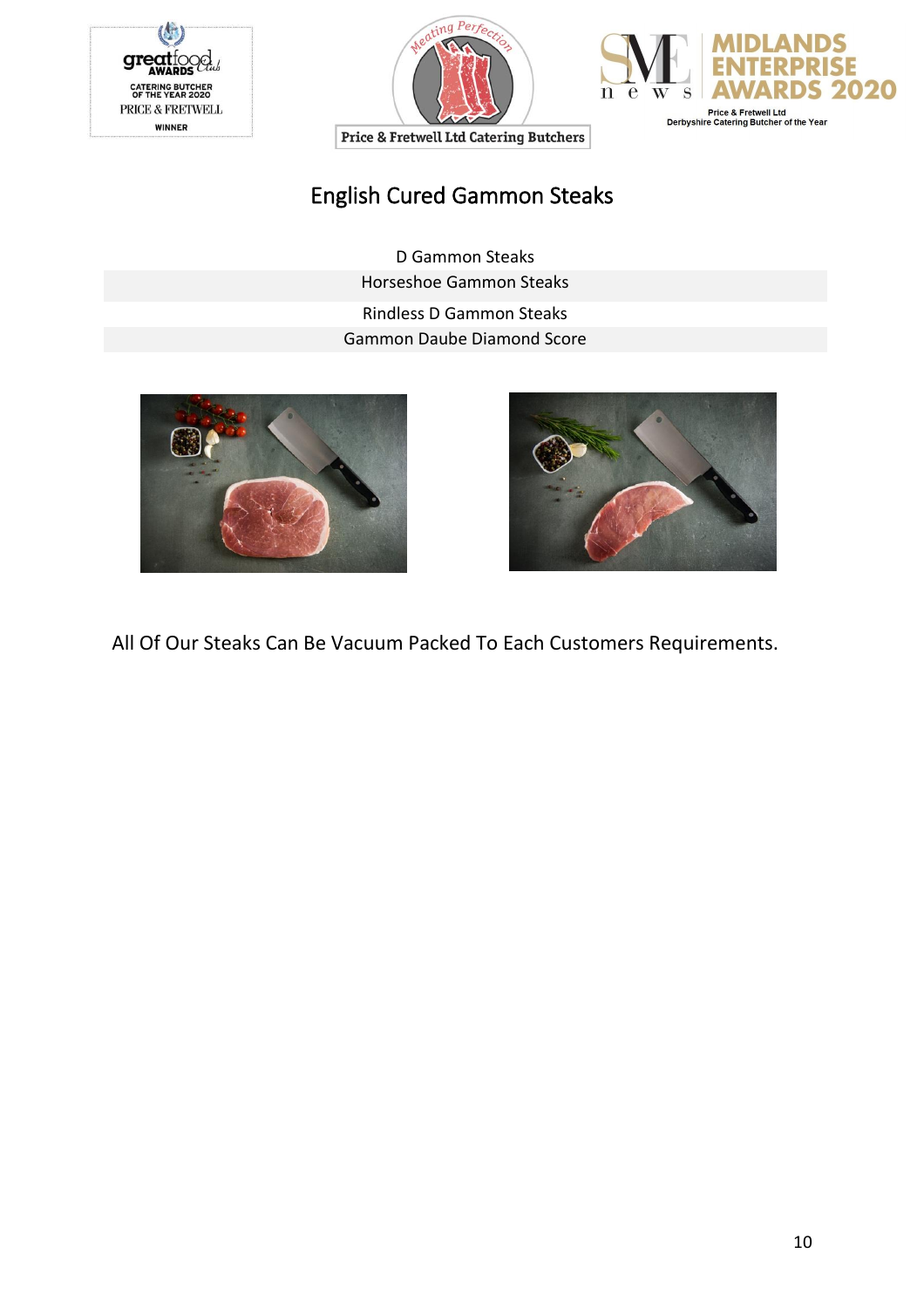# English Cured Gammon Steaks

| D Gammon Steaks |
| --- |
| Horseshoe Gammon Steaks |
| Rindless D Gammon Steaks |
| Gammon Daube Diamond Score |

All Of Our Steaks Can Be Vacuum Packed To Each Customers Requirements.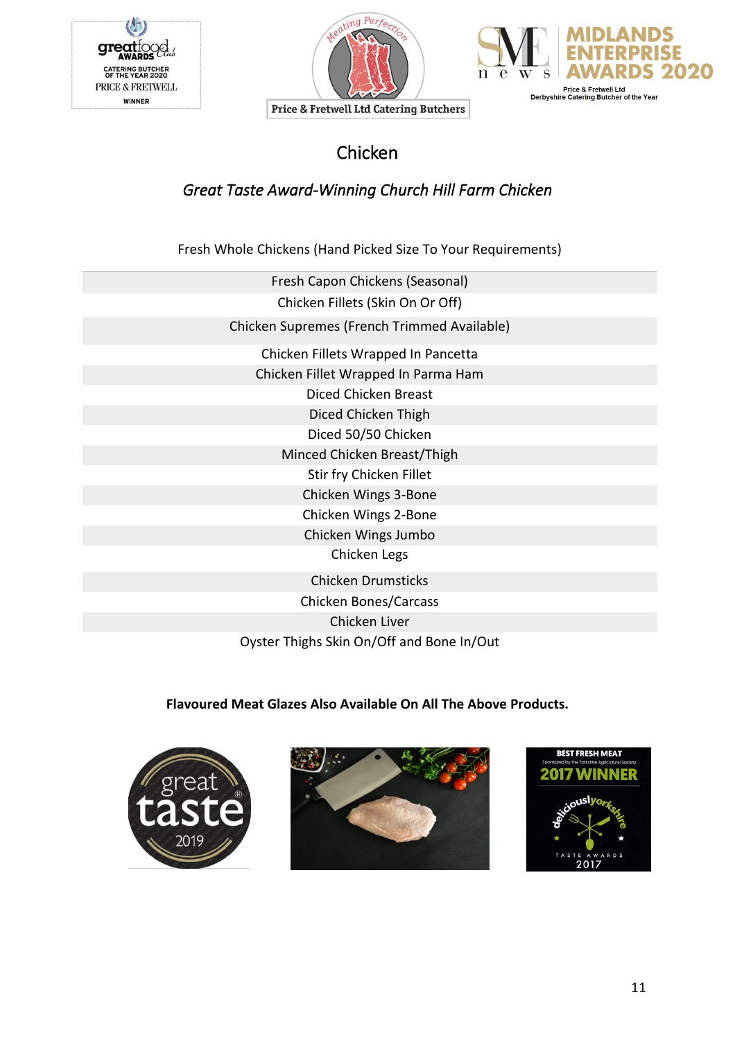# Chicken

## *Great Taste Award-Winning Church Hill Farm Chicken*

Fresh Whole Chickens (Hand Picked Size To Your Requirements)

Fresh Capon Chickens (Seasonal)

Chicken Fillets (Skin On Or Off)

Chicken Supremes (French Trimmed Available)

Chicken Fillets Wrapped In Pancetta

Chicken Fillet Wrapped In Parma Ham

Diced Chicken Breast

Diced Chicken Thigh

Diced 50/50 Chicken

Minced Chicken Breast/Thigh

Stir fry Chicken Fillet

Chicken Wings 3-Bone

Chicken Wings 2-Bone

Chicken Wings Jumbo

Chicken Legs

Chicken Drumsticks

Chicken Bones/Carcass

Chicken Liver

Oyster Thighs Skin On/Off and Bone In/Out

**Flavoured Meat Glazes Also Available On All The Above Products.**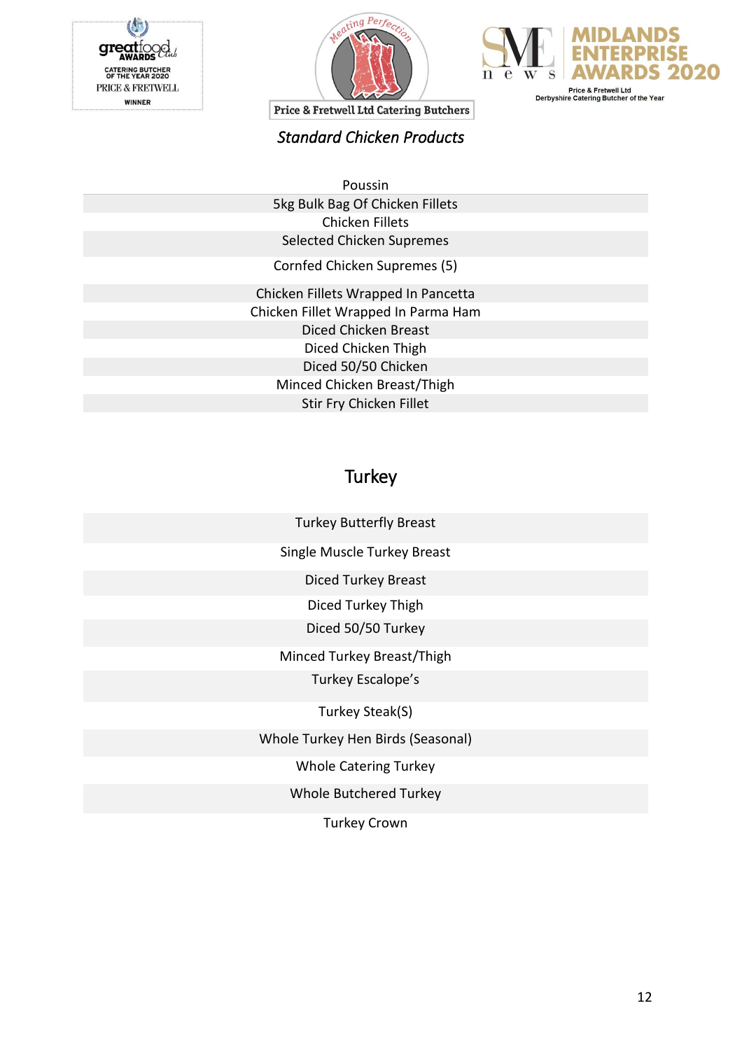## *Standard Chicken Products*

Poussin
5kg Bulk Bag Of Chicken Fillets
Chicken Fillets
Selected Chicken Supremes
Cornfed Chicken Supremes (5)
Chicken Fillets Wrapped In Pancetta
Chicken Fillet Wrapped In Parma Ham
Diced Chicken Breast
Diced Chicken Thigh
Diced 50/50 Chicken
Minced Chicken Breast/Thigh
Stir Fry Chicken Fillet

## Turkey

Turkey Butterfly Breast
Single Muscle Turkey Breast
Diced Turkey Breast
Diced Turkey Thigh
Diced 50/50 Turkey
Minced Turkey Breast/Thigh
Turkey Escalope's
Turkey Steak(S)
Whole Turkey Hen Birds (Seasonal)
Whole Catering Turkey
Whole Butchered Turkey
Turkey Crown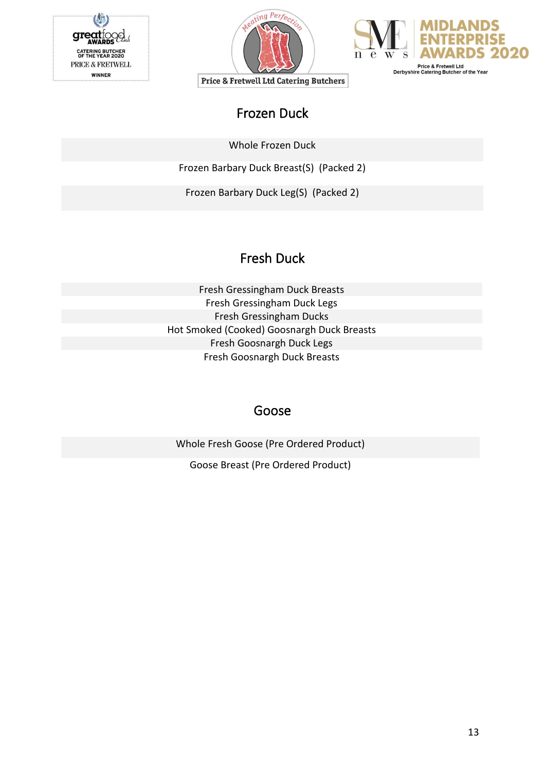## Frozen Duck

Whole Frozen Duck

Frozen Barbary Duck Breast(S) (Packed 2)

Frozen Barbary Duck Leg(S) (Packed 2)

## Fresh Duck

Fresh Gressingham Duck Breasts
Fresh Gressingham Duck Legs
Fresh Gressingham Ducks
Hot Smoked (Cooked) Goosnargh Duck Breasts
Fresh Goosnargh Duck Legs
Fresh Goosnargh Duck Breasts

## Goose

Whole Fresh Goose (Pre Ordered Product)

Goose Breast (Pre Ordered Product)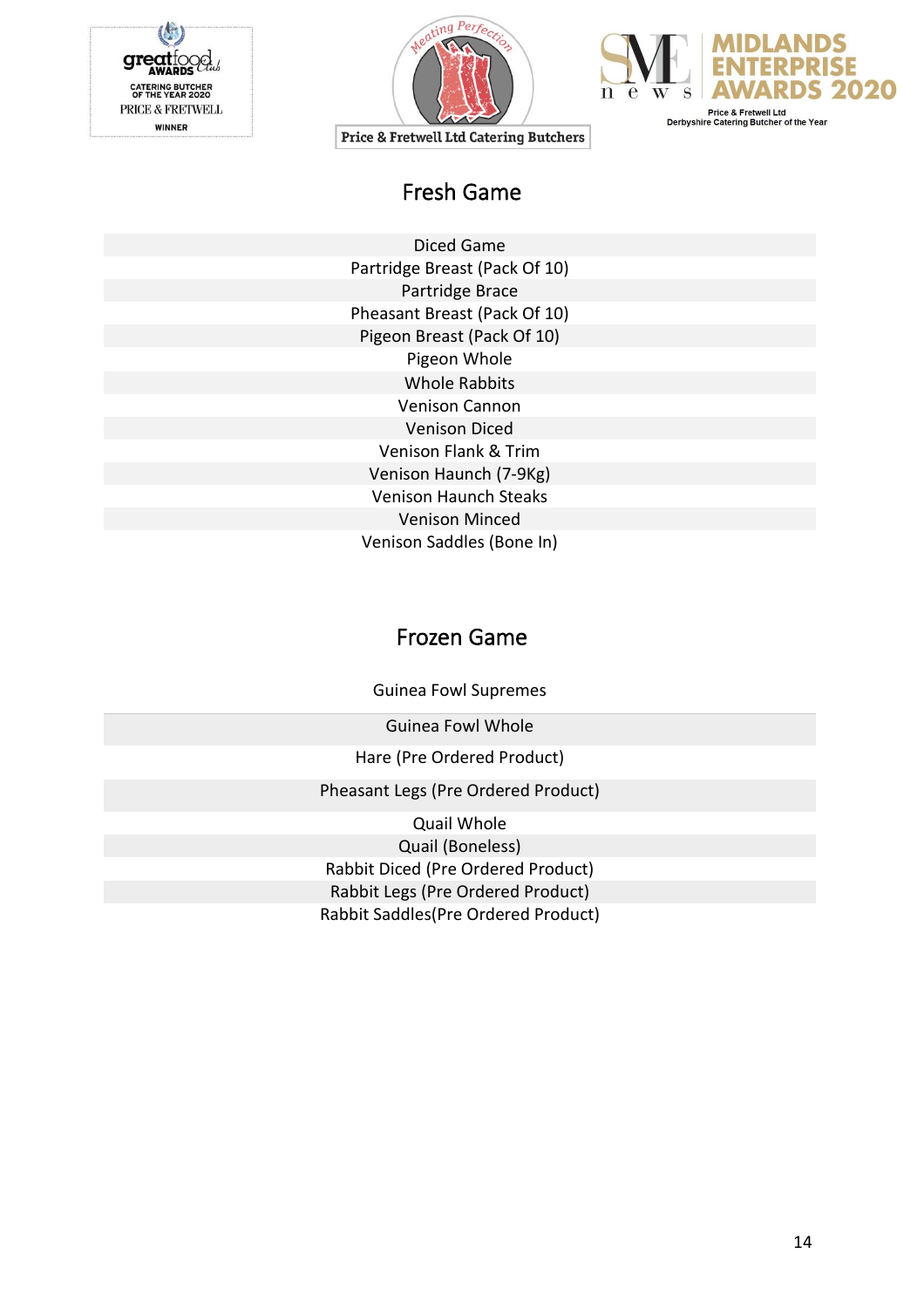## Fresh Game

| Diced Game |
|---|
| Partridge Breast (Pack Of 10) |
| Partridge Brace |
| Pheasant Breast (Pack Of 10) |
| Pigeon Breast (Pack Of 10) |
| Pigeon Whole |
| Whole Rabbits |
| Venison Cannon |
| Venison Diced |
| Venison Flank & Trim |
| Venison Haunch (7-9Kg) |
| Venison Haunch Steaks |
| Venison Minced |
| Venison Saddles (Bone In) |

## Frozen Game

| Guinea Fowl Supremes |
|---|
| Guinea Fowl Whole |
| Hare (Pre Ordered Product) |
| Pheasant Legs (Pre Ordered Product) |
| Quail Whole |
| Quail (Boneless) |
| Rabbit Diced (Pre Ordered Product) |
| Rabbit Legs (Pre Ordered Product) |
| Rabbit Saddles(Pre Ordered Product) |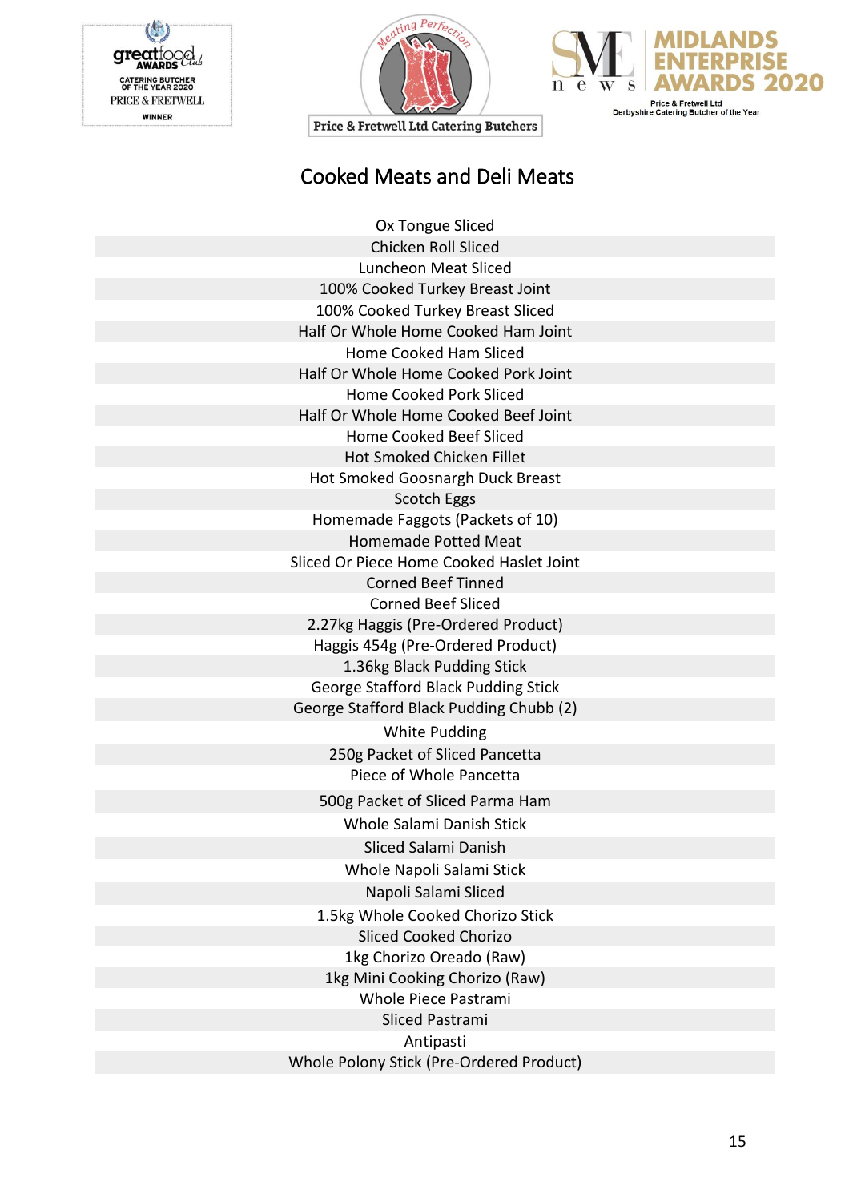Price & Fretwell Ltd Catering Butchers

# Cooked Meats and Deli Meats

| Ox Tongue Sliced |
| --- |
| Chicken Roll Sliced |
| Luncheon Meat Sliced |
| 100% Cooked Turkey Breast Joint |
| 100% Cooked Turkey Breast Sliced |
| Half Or Whole Home Cooked Ham Joint |
| Home Cooked Ham Sliced |
| Half Or Whole Home Cooked Pork Joint |
| Home Cooked Pork Sliced |
| Half Or Whole Home Cooked Beef Joint |
| Home Cooked Beef Sliced |
| Hot Smoked Chicken Fillet |
| Hot Smoked Goosnargh Duck Breast |
| Scotch Eggs |
| Homemade Faggots (Packets of 10) |
| Homemade Potted Meat |
| Sliced Or Piece Home Cooked Haslet Joint |
| Corned Beef Tinned |
| Corned Beef Sliced |
| 2.27kg Haggis (Pre-Ordered Product) |
| Haggis 454g (Pre-Ordered Product) |
| 1.36kg Black Pudding Stick |
| George Stafford Black Pudding Stick |
| George Stafford Black Pudding Chubb (2) |
| White Pudding |
| 250g Packet of Sliced Pancetta |
| Piece of Whole Pancetta |
| 500g Packet of Sliced Parma Ham |
| Whole Salami Danish Stick |
| Sliced Salami Danish |
| Whole Napoli Salami Stick |
| Napoli Salami Sliced |
| 1.5kg Whole Cooked Chorizo Stick |
| Sliced Cooked Chorizo |
| 1kg Chorizo Oreado (Raw) |
| 1kg Mini Cooking Chorizo (Raw) |
| Whole Piece Pastrami |
| Sliced Pastrami |
| Antipasti |
| Whole Polony Stick (Pre-Ordered Product) |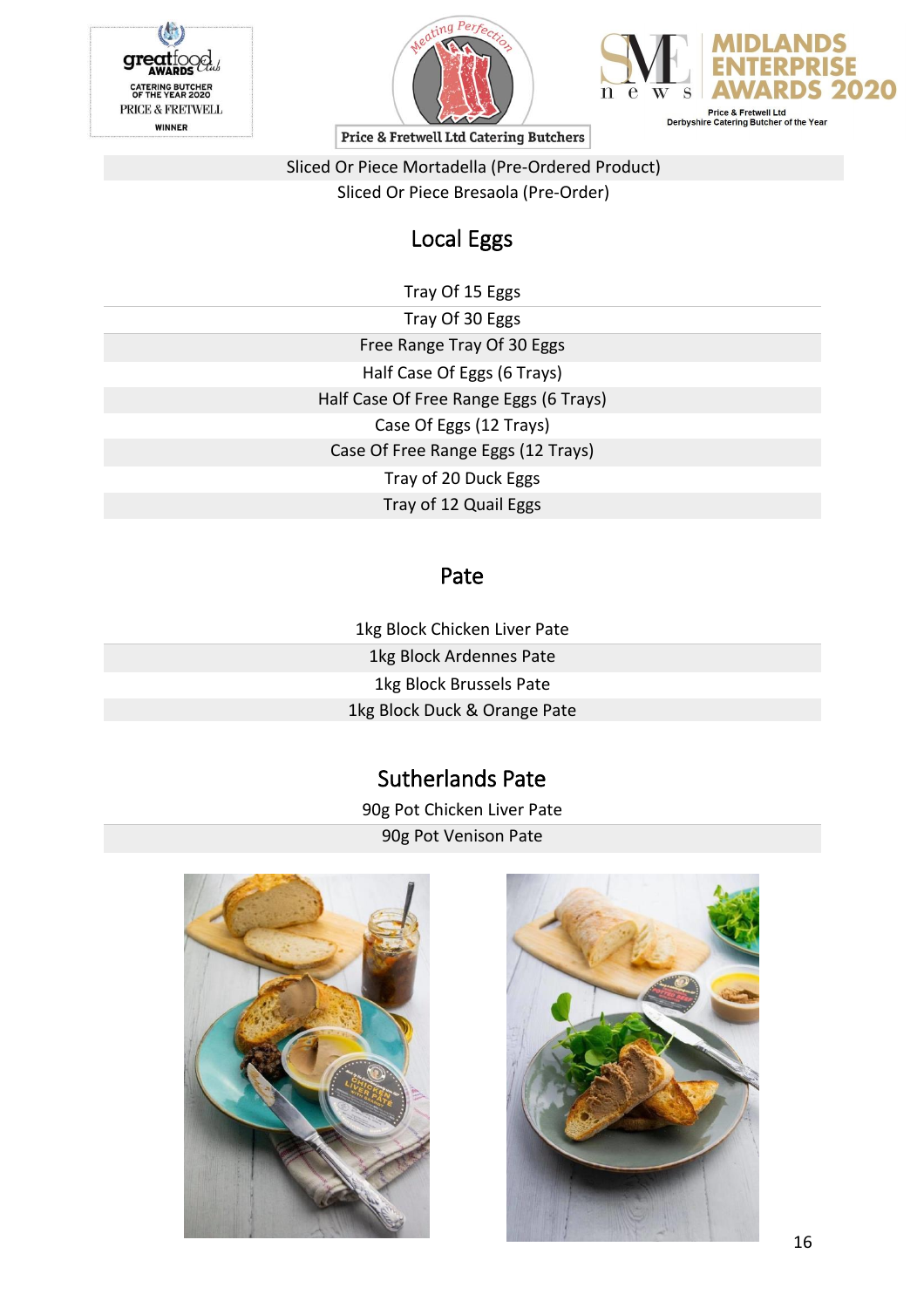Sliced Or Piece Mortadella (Pre-Ordered Product)

Sliced Or Piece Bresaola (Pre-Order)

## Local Eggs

Tray Of 15 Eggs

Tray Of 30 Eggs

Free Range Tray Of 30 Eggs

Half Case Of Eggs (6 Trays)

Half Case Of Free Range Eggs (6 Trays)

Case Of Eggs (12 Trays)

Case Of Free Range Eggs (12 Trays)

Tray of 20 Duck Eggs

Tray of 12 Quail Eggs

## Pate

1kg Block Chicken Liver Pate

1kg Block Ardennes Pate

1kg Block Brussels Pate

1kg Block Duck & Orange Pate

## Sutherlands Pate

90g Pot Chicken Liver Pate

90g Pot Venison Pate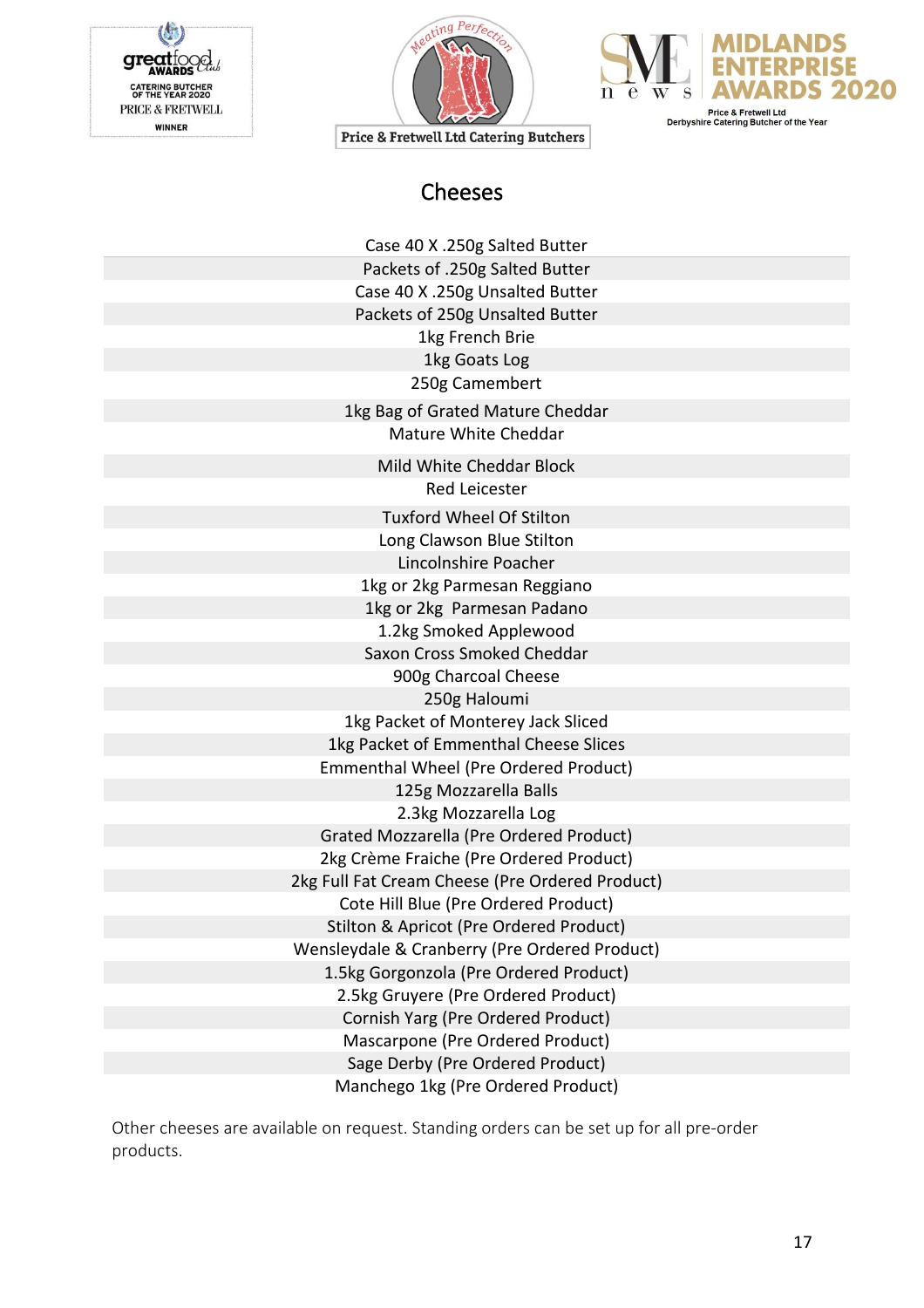Price & Fretwell Ltd Catering Butchers

# Cheeses

| Cheeses |
|---|
| Case 40 X .250g Salted Butter |
| Packets of .250g Salted Butter |
| Case 40 X .250g Unsalted Butter |
| Packets of 250g Unsalted Butter |
| 1kg French Brie |
| 1kg Goats Log |
| 250g Camembert |
| 1kg Bag of Grated Mature Cheddar |
| Mature White Cheddar |
| Mild White Cheddar Block |
| Red Leicester |
| Tuxford Wheel Of Stilton |
| Long Clawson Blue Stilton |
| Lincolnshire Poacher |
| 1kg or 2kg Parmesan Reggiano |
| 1kg or 2kg Parmesan Padano |
| 1.2kg Smoked Applewood |
| Saxon Cross Smoked Cheddar |
| 900g Charcoal Cheese |
| 250g Haloumi |
| 1kg Packet of Monterey Jack Sliced |
| 1kg Packet of Emmenthal Cheese Slices |
| Emmenthal Wheel (Pre Ordered Product) |
| 125g Mozzarella Balls |
| 2.3kg Mozzarella Log |
| Grated Mozzarella (Pre Ordered Product) |
| 2kg Crème Fraiche (Pre Ordered Product) |
| 2kg Full Fat Cream Cheese (Pre Ordered Product) |
| Cote Hill Blue (Pre Ordered Product) |
| Stilton & Apricot (Pre Ordered Product) |
| Wensleydale & Cranberry (Pre Ordered Product) |
| 1.5kg Gorgonzola (Pre Ordered Product) |
| 2.5kg Gruyere (Pre Ordered Product) |
| Cornish Yarg (Pre Ordered Product) |
| Mascarpone (Pre Ordered Product) |
| Sage Derby (Pre Ordered Product) |
| Manchego 1kg (Pre Ordered Product) |

Other cheeses are available on request. Standing orders can be set up for all pre-order products.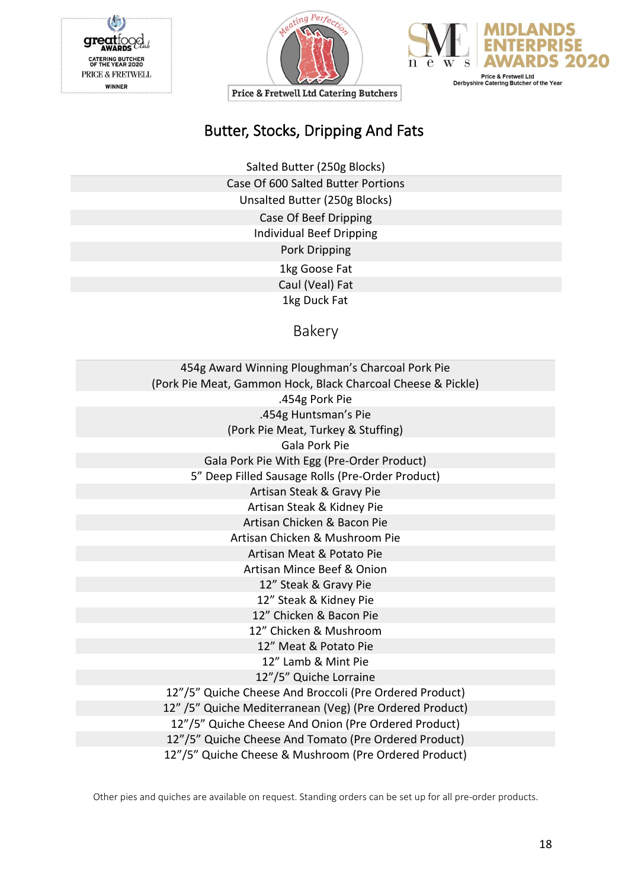# Butter, Stocks, Dripping And Fats

| Salted Butter (250g Blocks) |
|---|
| Case Of 600 Salted Butter Portions |
| Unsalted Butter (250g Blocks) |
| Case Of Beef Dripping |
| Individual Beef Dripping |
| Pork Dripping |
| 1kg Goose Fat |
| Caul (Veal) Fat |
| 1kg Duck Fat |

# Bakery

| 454g Award Winning Ploughman's Charcoal Pork Pie (Pork Pie Meat, Gammon Hock, Black Charcoal Cheese & Pickle) |
|---|
| .454g Pork Pie |
| .454g Huntsman's Pie (Pork Pie Meat, Turkey & Stuffing) |
| Gala Pork Pie |
| Gala Pork Pie With Egg (Pre-Order Product) |
| 5" Deep Filled Sausage Rolls (Pre-Order Product) |
| Artisan Steak & Gravy Pie |
| Artisan Steak & Kidney Pie |
| Artisan Chicken & Bacon Pie |
| Artisan Chicken & Mushroom Pie |
| Artisan Meat & Potato Pie |
| Artisan Mince Beef & Onion |
| 12" Steak & Gravy Pie |
| 12" Steak & Kidney Pie |
| 12" Chicken & Bacon Pie |
| 12" Chicken & Mushroom |
| 12" Meat & Potato Pie |
| 12" Lamb & Mint Pie |
| 12"/5" Quiche Lorraine |
| 12"/5" Quiche Cheese And Broccoli (Pre Ordered Product) |
| 12" /5" Quiche Mediterranean (Veg) (Pre Ordered Product) |
| 12"/5" Quiche Cheese And Onion (Pre Ordered Product) |
| 12"/5" Quiche Cheese And Tomato (Pre Ordered Product) |
| 12"/5" Quiche Cheese & Mushroom (Pre Ordered Product) |

Other pies and quiches are available on request. Standing orders can be set up for all pre-order products.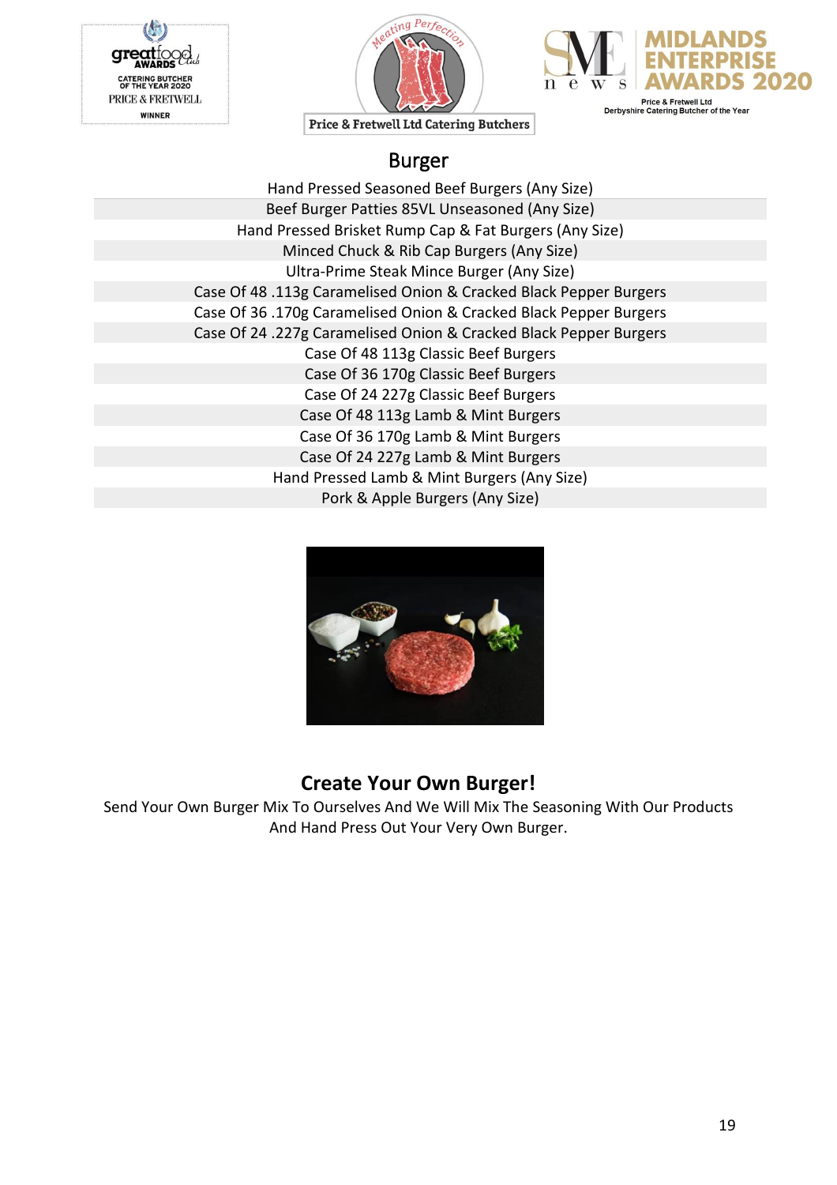Great Food Club Awards — Catering Butcher of the Year 2020 — Price & Fretwell — Winner

Meating Perfection — Price & Fretwell Ltd Catering Butchers

SME News — Midlands Enterprise Awards 2020 — Price & Fretwell Ltd — Derbyshire Catering Butcher of the Year

# Burger

Hand Pressed Seasoned Beef Burgers (Any Size)

Beef Burger Patties 85VL Unseasoned (Any Size)

Hand Pressed Brisket Rump Cap & Fat Burgers (Any Size)

Minced Chuck & Rib Cap Burgers (Any Size)

Ultra-Prime Steak Mince Burger (Any Size)

Case Of 48 .113g Caramelised Onion & Cracked Black Pepper Burgers

Case Of 36 .170g Caramelised Onion & Cracked Black Pepper Burgers

Case Of 24 .227g Caramelised Onion & Cracked Black Pepper Burgers

Case Of 48 113g Classic Beef Burgers

Case Of 36 170g Classic Beef Burgers

Case Of 24 227g Classic Beef Burgers

Case Of 48 113g Lamb & Mint Burgers

Case Of 36 170g Lamb & Mint Burgers

Case Of 24 227g Lamb & Mint Burgers

Hand Pressed Lamb & Mint Burgers (Any Size)

Pork & Apple Burgers (Any Size)

## Create Your Own Burger!

Send Your Own Burger Mix To Ourselves And We Will Mix The Seasoning With Our Products And Hand Press Out Your Very Own Burger.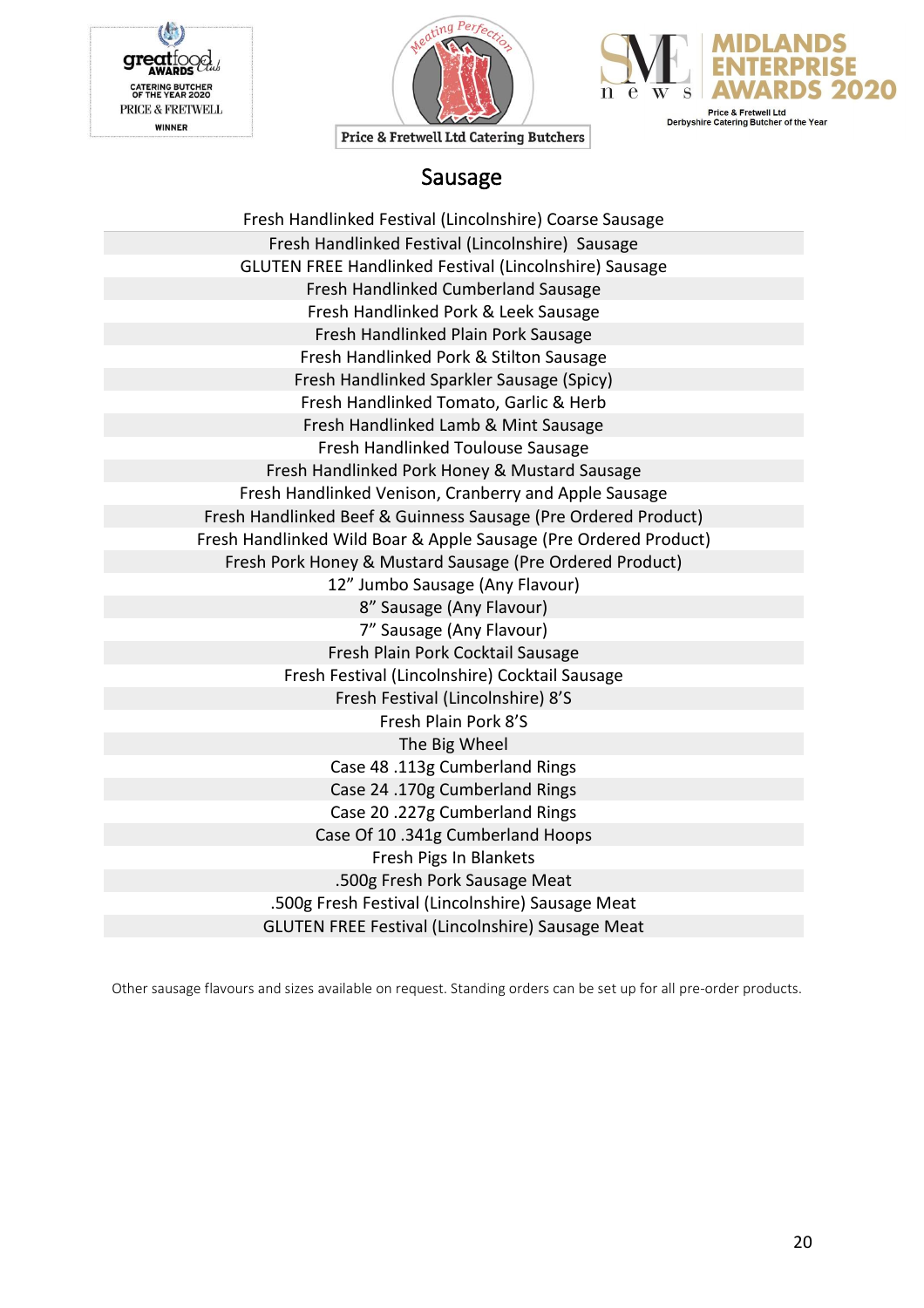# Sausage

Fresh Handlinked Festival (Lincolnshire) Coarse Sausage
Fresh Handlinked Festival (Lincolnshire) Sausage
GLUTEN FREE Handlinked Festival (Lincolnshire) Sausage
Fresh Handlinked Cumberland Sausage
Fresh Handlinked Pork & Leek Sausage
Fresh Handlinked Plain Pork Sausage
Fresh Handlinked Pork & Stilton Sausage
Fresh Handlinked Sparkler Sausage (Spicy)
Fresh Handlinked Tomato, Garlic & Herb
Fresh Handlinked Lamb & Mint Sausage
Fresh Handlinked Toulouse Sausage
Fresh Handlinked Pork Honey & Mustard Sausage
Fresh Handlinked Venison, Cranberry and Apple Sausage
Fresh Handlinked Beef & Guinness Sausage (Pre Ordered Product)
Fresh Handlinked Wild Boar & Apple Sausage (Pre Ordered Product)
Fresh Pork Honey & Mustard Sausage (Pre Ordered Product)
12" Jumbo Sausage (Any Flavour)
8" Sausage (Any Flavour)
7" Sausage (Any Flavour)
Fresh Plain Pork Cocktail Sausage
Fresh Festival (Lincolnshire) Cocktail Sausage
Fresh Festival (Lincolnshire) 8'S
Fresh Plain Pork 8'S
The Big Wheel
Case 48 .113g Cumberland Rings
Case 24 .170g Cumberland Rings
Case 20 .227g Cumberland Rings
Case Of 10 .341g Cumberland Hoops
Fresh Pigs In Blankets
.500g Fresh Pork Sausage Meat
.500g Fresh Festival (Lincolnshire) Sausage Meat
GLUTEN FREE Festival (Lincolnshire) Sausage Meat

Other sausage flavours and sizes available on request. Standing orders can be set up for all pre-order products.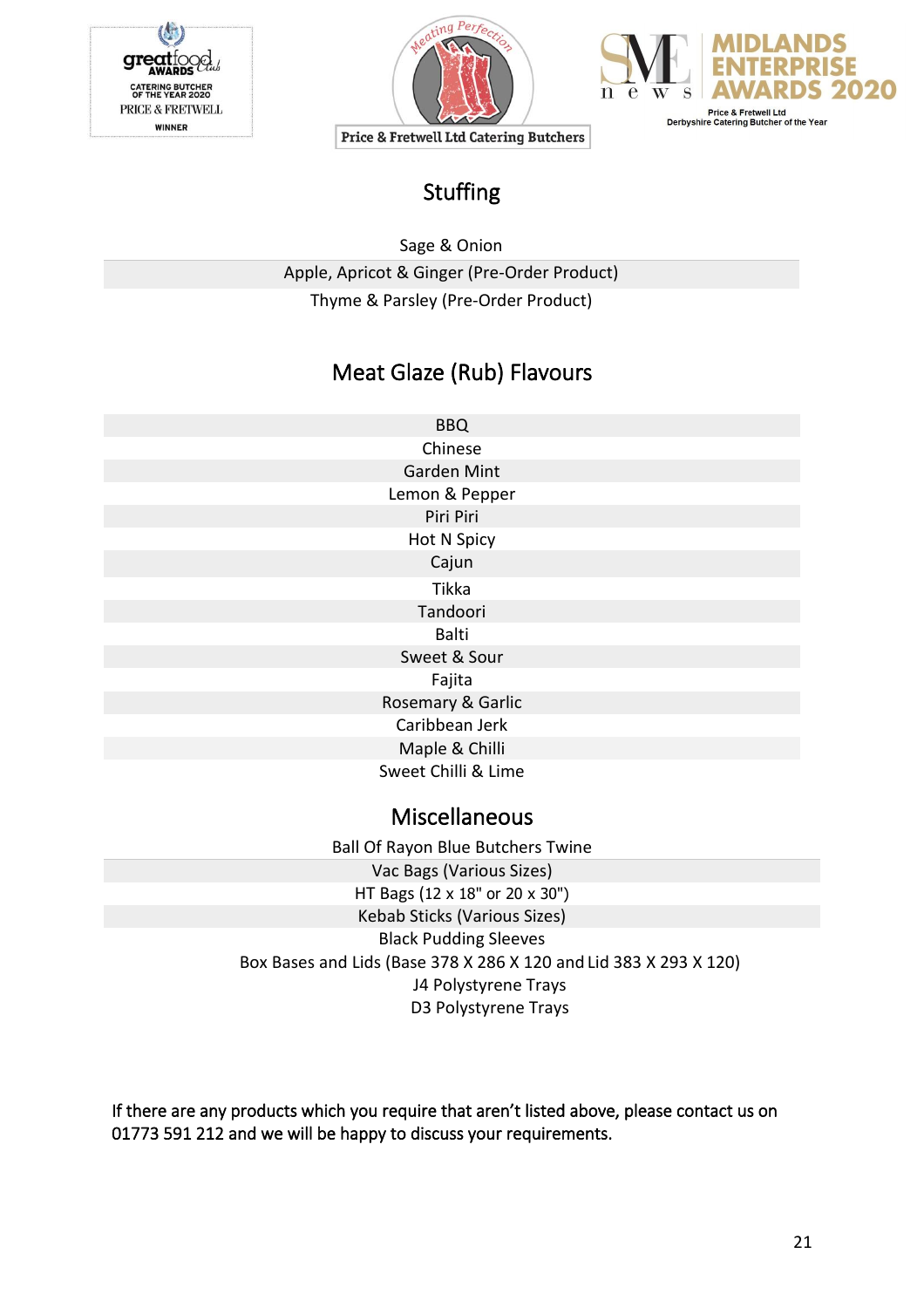## Stuffing

Sage & Onion
Apple, Apricot & Ginger (Pre-Order Product)
Thyme & Parsley (Pre-Order Product)

## Meat Glaze (Rub) Flavours

BBQ
Chinese
Garden Mint
Lemon & Pepper
Piri Piri
Hot N Spicy
Cajun
Tikka
Tandoori
Balti
Sweet & Sour
Fajita
Rosemary & Garlic
Caribbean Jerk
Maple & Chilli
Sweet Chilli & Lime

## Miscellaneous

Ball Of Rayon Blue Butchers Twine
Vac Bags (Various Sizes)
HT Bags (12 x 18" or 20 x 30")
Kebab Sticks (Various Sizes)
Black Pudding Sleeves
Box Bases and Lids (Base 378 X 286 X 120 and Lid 383 X 293 X 120)
J4 Polystyrene Trays
D3 Polystyrene Trays

If there are any products which you require that aren't listed above, please contact us on 01773 591 212 and we will be happy to discuss your requirements.